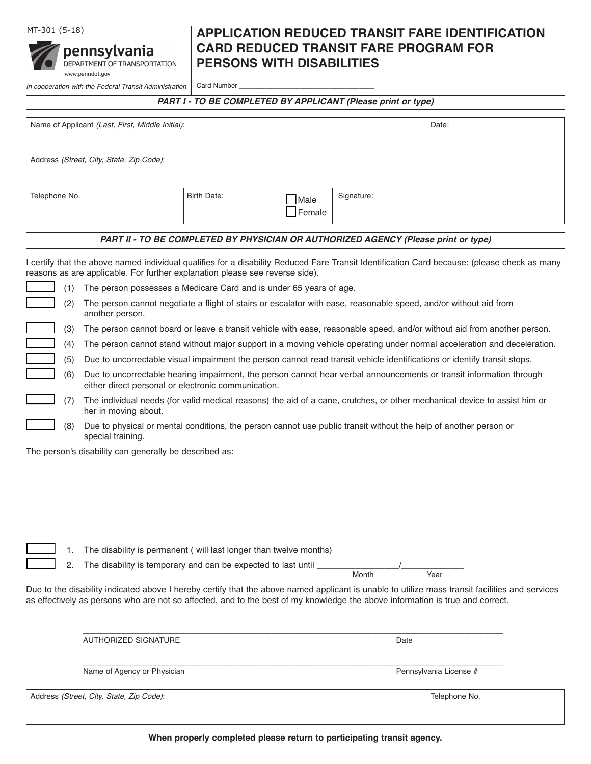MT-301 (5-18)

pennsylvania
DEPARTMENT OF TRANSPORTATION
www.penndot.gov

*In cooperation with the Federal Transit Administration*

# APPLICATION REDUCED TRANSIT FARE IDENTIFICATION CARD REDUCED TRANSIT FARE PROGRAM FOR PERSONS WITH DISABILITIES

Card Number ___________________________________

## *PART I - TO BE COMPLETED BY APPLICANT (Please print or type)*

| Name of Applicant *(Last, First, Middle Initial)*: | | | Date: |
|---|---|---|---|
| **Address** *(Street, City, State, Zip Code)*: | | | |
| Telephone No. | Birth Date: | ☐ Male ☐ Female | Signature: |

## *PART II - TO BE COMPLETED BY PHYSICIAN OR AUTHORIZED AGENCY (Please print or type)*

I certify that the above named individual qualifies for a disability Reduced Fare Transit Identification Card because: (please check as many reasons as are applicable. For further explanation please see reverse side).

☐ (1) The person possesses a Medicare Card and is under 65 years of age.

☐ (2) The person cannot negotiate a flight of stairs or escalator with ease, reasonable speed, and/or without aid from another person.

☐ (3) The person cannot board or leave a transit vehicle with ease, reasonable speed, and/or without aid from another person.

☐ (4) The person cannot stand without major support in a moving vehicle operating under normal acceleration and deceleration.

☐ (5) Due to uncorrectable visual impairment the person cannot read transit vehicle identifications or identify transit stops.

☐ (6) Due to uncorrectable hearing impairment, the person cannot hear verbal announcements or transit information through either direct personal or electronic communication.

☐ (7) The individual needs (for valid medical reasons) the aid of a cane, crutches, or other mechanical device to assist him or her in moving about.

☐ (8) Due to physical or mental conditions, the person cannot use public transit without the help of another person or special training.

The person's disability can generally be described as:

_______________________________________________________________________________

_______________________________________________________________________________

_______________________________________________________________________________

☐ 1. The disability is permanent ( will last longer than twelve months)

☐ 2. The disability is temporary and can be expected to last until _________________/_____________
Month Year

Due to the disability indicated above I hereby certify that the above named applicant is unable to utilize mass transit facilities and services as effectively as persons who are not so affected, and to the best of my knowledge the above information is true and correct.

_______________________________________________________________________________
AUTHORIZED SIGNATURE Date

_______________________________________________________________________________
Name of Agency or Physician Pennsylvania License #

| Address *(Street, City, State, Zip Code)*: | Telephone No. |
|---|---|
| | |

**When properly completed please return to participating transit agency.**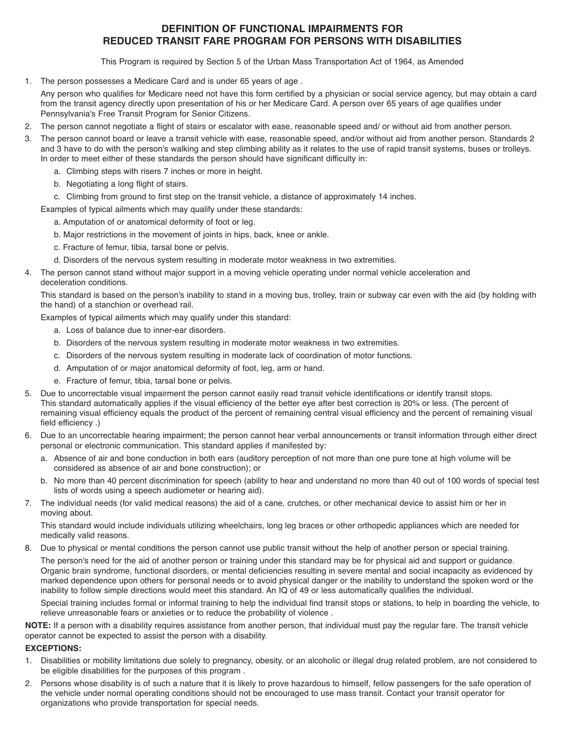# DEFINITION OF FUNCTIONAL IMPAIRMENTS FOR REDUCED TRANSIT FARE PROGRAM FOR PERSONS WITH DISABILITIES

This Program is required by Section 5 of the Urban Mass Transportation Act of 1964, as Amended

1. The person possesses a Medicare Card and is under 65 years of age .

   Any person who qualifies for Medicare need not have this form certified by a physician or social service agency, but may obtain a card from the transit agency directly upon presentation of his or her Medicare Card. A person over 65 years of age qualifies under Pennsylvania's Free Transit Program for Senior Citizens.

2. The person cannot negotiate a flight of stairs or escalator with ease, reasonable speed and/ or without aid from another person.

3. The person cannot board or leave a transit vehicle with ease, reasonable speed, and/or without aid from another person. Standards 2 and 3 have to do with the person's walking and step climbing ability as it relates to the use of rapid transit systems, buses or trolleys. In order to meet either of these standards the person should have significant difficulty in:

   a. Climbing steps with risers 7 inches or more in height.

   b. Negotiating a long flight of stairs.

   c. Climbing from ground to first step on the transit vehicle, a distance of approximately 14 inches.

   Examples of typical ailments which may qualify under these standards:

   a. Amputation of or anatomical deformity of foot or leg.

   b. Major restrictions in the movement of joints in hips, back, knee or ankle.

   c. Fracture of femur, tibia, tarsal bone or pelvis.

   d. Disorders of the nervous system resulting in moderate motor weakness in two extremities.

4. The person cannot stand without major support in a moving vehicle operating under normal vehicle acceleration and deceleration conditions.

   This standard is based on the person's inability to stand in a moving bus, trolley, train or subway car even with the aid (by holding with the hand) of a stanchion or overhead rail.

   Examples of typical ailments which may qualify under this standard:

   a. Loss of balance due to inner-ear disorders.

   b. Disorders of the nervous system resulting in moderate motor weakness in two extremities.

   c. Disorders of the nervous system resulting in moderate lack of coordination of motor functions.

   d. Amputation of or major anatomical deformity of foot, leg, arm or hand.

   e. Fracture of femur, tibia, tarsal bone or pelvis.

5. Due to uncorrectable visual impairment the person cannot easily read transit vehicle identifications or identify transit stops. This standard automatically applies if the visual efficiency of the better eye after best correction is 20% or less. (The percent of remaining visual efficiency equals the product of the percent of remaining central visual efficiency and the percent of remaining visual field efficiency .)

6. Due to an uncorrectable hearing impairment; the person cannot hear verbal announcements or transit information through either direct personal or electronic communication. This standard applies if manifested by:

   a. Absence of air and bone conduction in both ears (auditory perception of not more than one pure tone at high volume will be considered as absence of air and bone construction); or

   b. No more than 40 percent discrimination for speech (ability to hear and understand no more than 40 out of 100 words of special test lists of words using a speech audiometer or hearing aid).

7. The individual needs (for valid medical reasons) the aid of a cane, crutches, or other mechanical device to assist him or her in moving about.

   This standard would include individuals utilizing wheelchairs, long leg braces or other orthopedic appliances which are needed for medically valid reasons.

8. Due to physical or mental conditions the person cannot use public transit without the help of another person or special training.

   The person's need for the aid of another person or training under this standard may be for physical aid and support or guidance. Organic brain syndrome, functional disorders, or mental deficiencies resulting in severe mental and social incapacity as evidenced by marked dependence upon others for personal needs or to avoid physical danger or the inability to understand the spoken word or the inability to follow simple directions would meet this standard. An IQ of 49 or less automatically qualifies the individual.

   Special training includes formal or informal training to help the individual find transit stops or stations, to help in boarding the vehicle, to relieve unreasonable fears or anxieties or to reduce the probability of violence .

**NOTE:** If a person with a disability requires assistance from another person, that individual must pay the regular fare. The transit vehicle operator cannot be expected to assist the person with a disability.

**EXCEPTIONS:**

1. Disabilities or mobility limitations due solely to pregnancy, obesity, or an alcoholic or illegal drug related problem, are not considered to be eligible disabilities for the purposes of this program .

2. Persons whose disability is of such a nature that it is likely to prove hazardous to himself, fellow passengers for the safe operation of the vehicle under normal operating conditions should not be encouraged to use mass transit. Contact your transit operator for organizations who provide transportation for special needs.